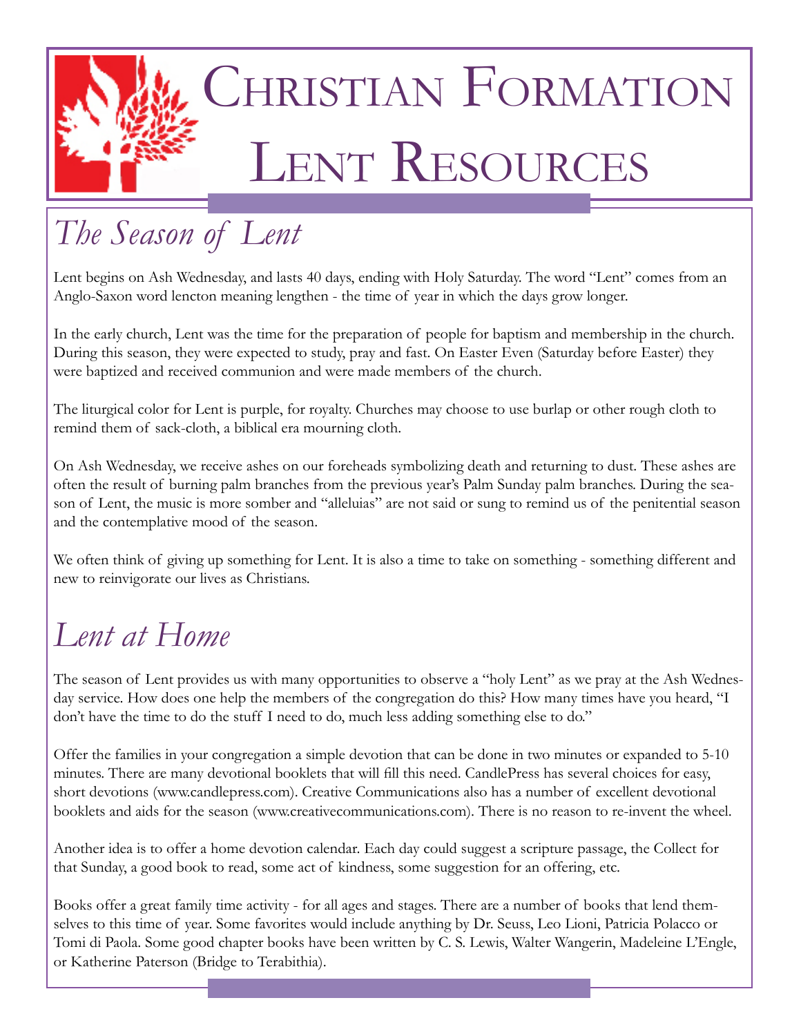# Christian Formation Lent Resources

## *The Season of Lent*

Lent begins on Ash Wednesday, and lasts 40 days, ending with Holy Saturday. The word "Lent" comes from an Anglo-Saxon word lencton meaning lengthen - the time of year in which the days grow longer.

In the early church, Lent was the time for the preparation of people for baptism and membership in the church. During this season, they were expected to study, pray and fast. On Easter Even (Saturday before Easter) they were baptized and received communion and were made members of the church.

The liturgical color for Lent is purple, for royalty. Churches may choose to use burlap or other rough cloth to remind them of sack-cloth, a biblical era mourning cloth.

On Ash Wednesday, we receive ashes on our foreheads symbolizing death and returning to dust. These ashes are often the result of burning palm branches from the previous year's Palm Sunday palm branches. During the season of Lent, the music is more somber and "alleluias" are not said or sung to remind us of the penitential season and the contemplative mood of the season.

We often think of giving up something for Lent. It is also a time to take on something - something different and new to reinvigorate our lives as Christians.

## *Lent at Home*

The season of Lent provides us with many opportunities to observe a "holy Lent" as we pray at the Ash Wednesday service. How does one help the members of the congregation do this? How many times have you heard, "I don't have the time to do the stuff I need to do, much less adding something else to do."

Offer the families in your congregation a simple devotion that can be done in two minutes or expanded to 5-10 minutes. There are many devotional booklets that will fill this need. CandlePress has several choices for easy, short devotions (www.candlepress.com). Creative Communications also has a number of excellent devotional booklets and aids for the season (www.creativecommunications.com). There is no reason to re-invent the wheel.

Another idea is to offer a home devotion calendar. Each day could suggest a scripture passage, the Collect for that Sunday, a good book to read, some act of kindness, some suggestion for an offering, etc.

Books offer a great family time activity - for all ages and stages. There are a number of books that lend themselves to this time of year. Some favorites would include anything by Dr. Seuss, Leo Lioni, Patricia Polacco or Tomi di Paola. Some good chapter books have been written by C. S. Lewis, Walter Wangerin, Madeleine L'Engle, or Katherine Paterson (Bridge to Terabithia).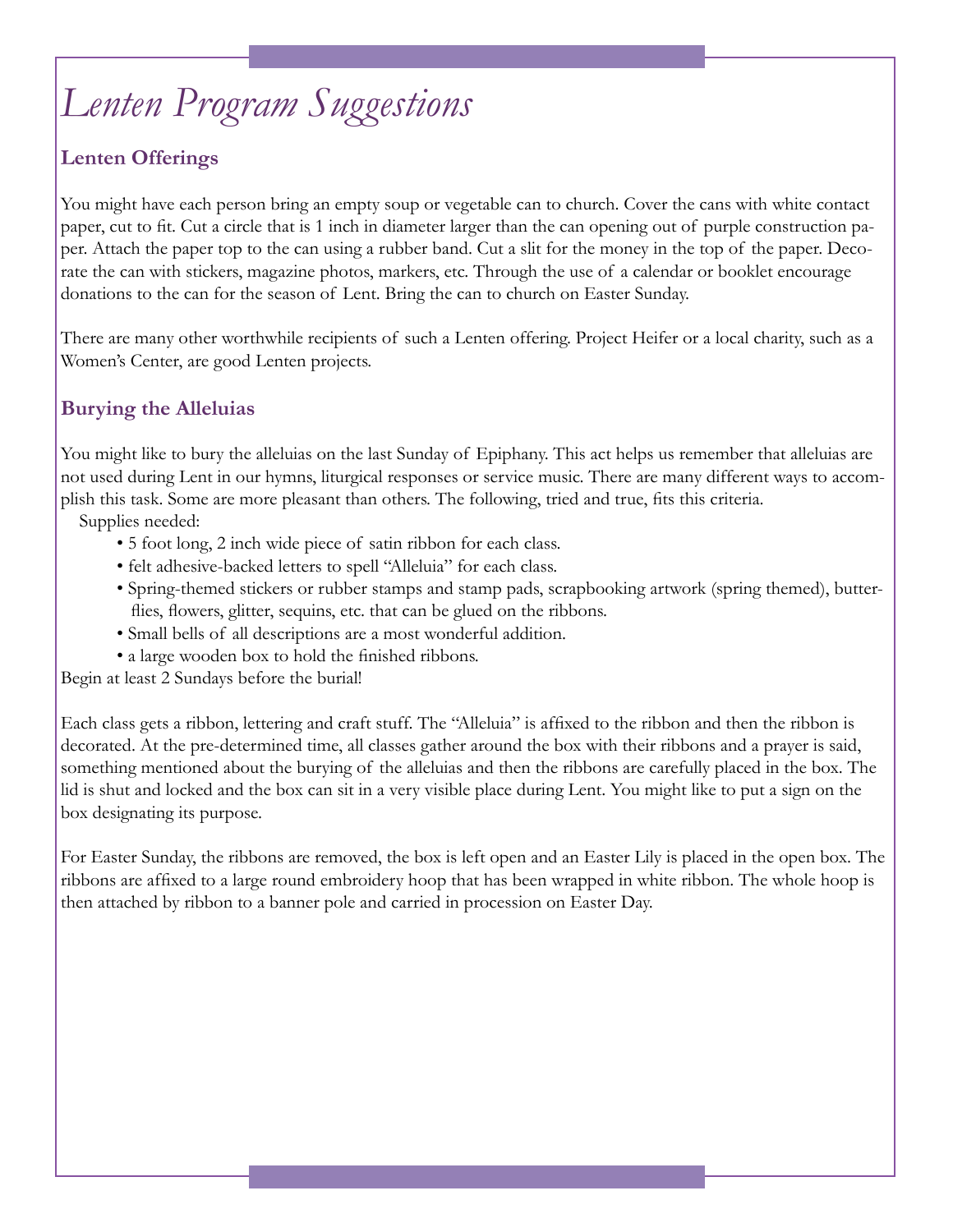# *Lenten Program Suggestions*

## Lenten Offerings

You might have each person bring an empty soup or vegetable can to church. Cover the cans with white contact paper, cut to fit. Cut a circle that is 1 inch in diameter larger than the can opening out of purple construction paper. Attach the paper top to the can using a rubber band. Cut a slit for the money in the top of the paper. Decorate the can with stickers, magazine photos, markers, etc. Through the use of a calendar or booklet encourage donations to the can for the season of Lent. Bring the can to church on Easter Sunday.

There are many other worthwhile recipients of such a Lenten offering. Project Heifer or a local charity, such as a Women's Center, are good Lenten projects.

## Burying the Alleluias

You might like to bury the alleluias on the last Sunday of Epiphany. This act helps us remember that alleluias are not used during Lent in our hymns, liturgical responses or service music. There are many different ways to accomplish this task. Some are more pleasant than others. The following, tried and true, fits this criteria.

Supplies needed:

- 5 foot long, 2 inch wide piece of satin ribbon for each class.
- felt adhesive-backed letters to spell "Alleluia" for each class.
- Spring-themed stickers or rubber stamps and stamp pads, scrapbooking artwork (spring themed), butterflies, flowers, glitter, sequins, etc. that can be glued on the ribbons.
- Small bells of all descriptions are a most wonderful addition.
- a large wooden box to hold the finished ribbons.

Begin at least 2 Sundays before the burial!

Each class gets a ribbon, lettering and craft stuff. The "Alleluia" is affixed to the ribbon and then the ribbon is decorated. At the pre-determined time, all classes gather around the box with their ribbons and a prayer is said, something mentioned about the burying of the alleluias and then the ribbons are carefully placed in the box. The lid is shut and locked and the box can sit in a very visible place during Lent. You might like to put a sign on the box designating its purpose.

For Easter Sunday, the ribbons are removed, the box is left open and an Easter Lily is placed in the open box. The ribbons are affixed to a large round embroidery hoop that has been wrapped in white ribbon. The whole hoop is then attached by ribbon to a banner pole and carried in procession on Easter Day.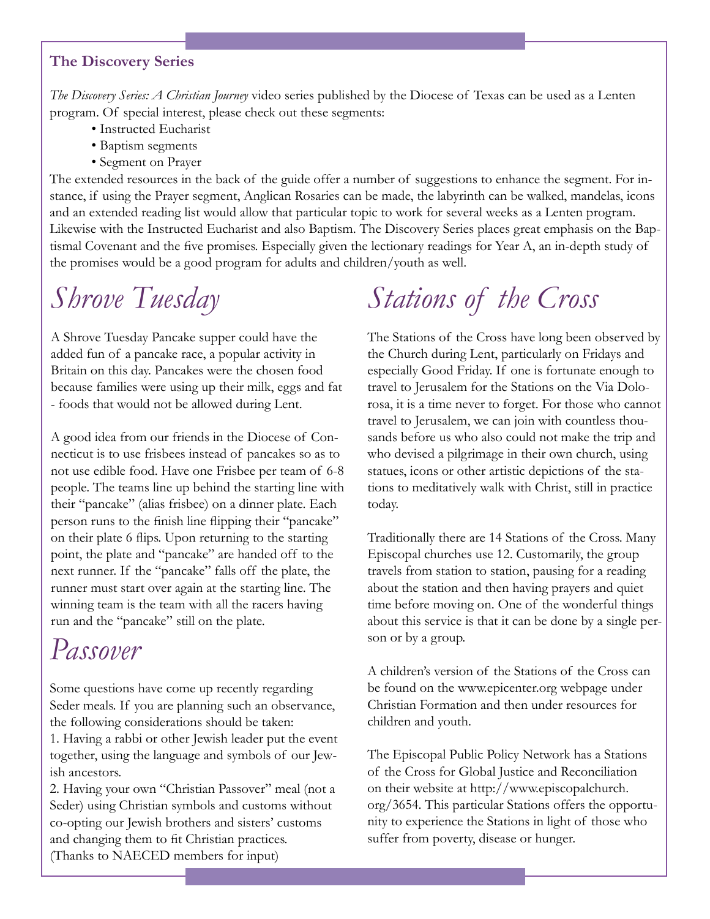## The Discovery Series

*The Discovery Series: A Christian Journey* video series published by the Diocese of Texas can be used as a Lenten program. Of special interest, please check out these segments:

- Instructed Eucharist
- Baptism segments
- Segment on Prayer

The extended resources in the back of the guide offer a number of suggestions to enhance the segment. For instance, if using the Prayer segment, Anglican Rosaries can be made, the labyrinth can be walked, mandelas, icons and an extended reading list would allow that particular topic to work for several weeks as a Lenten program. Likewise with the Instructed Eucharist and also Baptism. The Discovery Series places great emphasis on the Baptismal Covenant and the five promises. Especially given the lectionary readings for Year A, an in-depth study of the promises would be a good program for adults and children/youth as well.

# Shrove Tuesday

A Shrove Tuesday Pancake supper could have the added fun of a pancake race, a popular activity in Britain on this day. Pancakes were the chosen food because families were using up their milk, eggs and fat - foods that would not be allowed during Lent.

A good idea from our friends in the Diocese of Connecticut is to use frisbees instead of pancakes so as to not use edible food. Have one Frisbee per team of 6-8 people. The teams line up behind the starting line with their "pancake" (alias frisbee) on a dinner plate. Each person runs to the finish line flipping their "pancake" on their plate 6 flips. Upon returning to the starting point, the plate and "pancake" are handed off to the next runner. If the "pancake" falls off the plate, the runner must start over again at the starting line. The winning team is the team with all the racers having run and the "pancake" still on the plate.

# Passover

Some questions have come up recently regarding Seder meals. If you are planning such an observance, the following considerations should be taken:

1. Having a rabbi or other Jewish leader put the event together, using the language and symbols of our Jewish ancestors.
2. Having your own "Christian Passover" meal (not a Seder) using Christian symbols and customs without co-opting our Jewish brothers and sisters' customs and changing them to fit Christian practices.

(Thanks to NAECED members for input)

# Stations of the Cross

The Stations of the Cross have long been observed by the Church during Lent, particularly on Fridays and especially Good Friday. If one is fortunate enough to travel to Jerusalem for the Stations on the Via Dolorosa, it is a time never to forget. For those who cannot travel to Jerusalem, we can join with countless thousands before us who also could not make the trip and who devised a pilgrimage in their own church, using statues, icons or other artistic depictions of the stations to meditatively walk with Christ, still in practice today.

Traditionally there are 14 Stations of the Cross. Many Episcopal churches use 12. Customarily, the group travels from station to station, pausing for a reading about the station and then having prayers and quiet time before moving on. One of the wonderful things about this service is that it can be done by a single person or by a group.

A children's version of the Stations of the Cross can be found on the www.epicenter.org webpage under Christian Formation and then under resources for children and youth.

The Episcopal Public Policy Network has a Stations of the Cross for Global Justice and Reconciliation on their website at http://www.episcopalchurch.org/3654. This particular Stations offers the opportunity to experience the Stations in light of those who suffer from poverty, disease or hunger.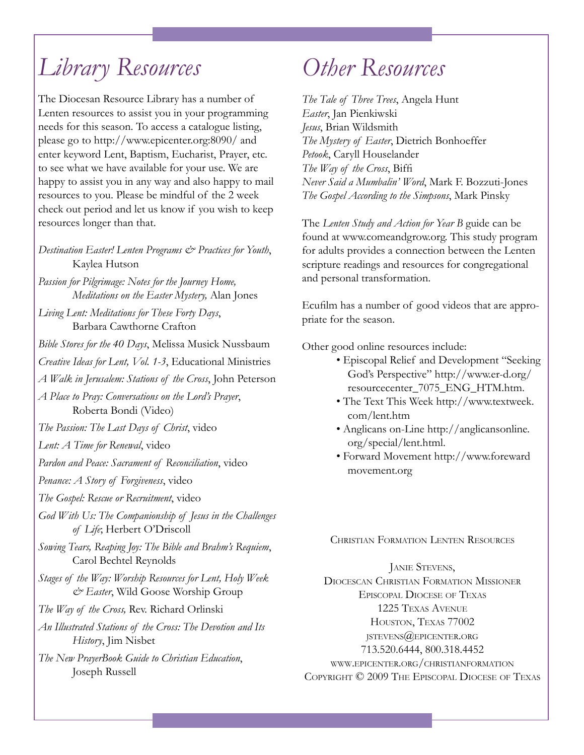# Library Resources

The Diocesan Resource Library has a number of Lenten resources to assist you in your programming needs for this season. To access a catalogue listing, please go to http://www.epicenter.org:8090/ and enter keyword Lent, Baptism, Eucharist, Prayer, etc. to see what we have available for your use. We are happy to assist you in any way and also happy to mail resources to you. Please be mindful of the 2 week check out period and let us know if you wish to keep resources longer than that.

*Destination Easter! Lenten Programs & Practices for Youth*, Kaylea Hutson

*Passion for Pilgrimage: Notes for the Journey Home, Meditations on the Easter Mystery,* Alan Jones

*Living Lent: Meditations for These Forty Days*, Barbara Cawthorne Crafton

*Bible Stores for the 40 Days*, Melissa Musick Nussbaum

*Creative Ideas for Lent, Vol. 1-3*, Educational Ministries

*A Walk in Jerusalem: Stations of the Cross*, John Peterson

*A Place to Pray: Conversations on the Lord's Prayer*, Roberta Bondi (Video)

*The Passion: The Last Days of Christ*, video

*Lent: A Time for Renewal*, video

*Pardon and Peace: Sacrament of Reconciliation*, video

*Penance: A Story of Forgiveness*, video

*The Gospel: Rescue or Recruitment*, video

*God With Us: The Companionship of Jesus in the Challenges of Life*; Herbert O'Driscoll

*Sowing Tears, Reaping Joy: The Bible and Brahm's Requiem*, Carol Bechtel Reynolds

*Stages of the Way: Worship Resources for Lent, Holy Week & Easter*, Wild Goose Worship Group

*The Way of the Cross,* Rev. Richard Orlinski

*An Illustrated Stations of the Cross: The Devotion and Its History*, Jim Nisbet

*The New PrayerBook Guide to Christian Education*, Joseph Russell

# Other Resources

*The Tale of Three Trees*, Angela Hunt
*Easter*, Jan Pienkiwski
*Jesus*, Brian Wildsmith
*The Mystery of Easter*, Dietrich Bonhoeffer
*Petook*, Caryll Houselander
*The Way of the Cross*, Biffi
*Never Said a Mumbalin' Word*, Mark F. Bozzuti-Jones
*The Gospel According to the Simpsons*, Mark Pinsky

The *Lenten Study and Action for Year B* guide can be found at www.comeandgrow.org. This study program for adults provides a connection between the Lenten scripture readings and resources for congregational and personal transformation.

Ecufilm has a number of good videos that are appropriate for the season.

Other good online resources include:

- Episcopal Relief and Development "Seeking God's Perspective" http://www.er-d.org/resourcecenter_7075_ENG_HTM.htm.
- The Text This Week http://www.textweek.com/lent.htm
- Anglicans on-Line http://anglicansonline.org/special/lent.html.
- Forward Movement http://www.foreward movement.org

Christian Formation Lenten Resources

Janie Stevens,
Diocescan Christian Formation Missioner
Episcopal Diocese of Texas
1225 Texas Avenue
Houston, Texas 77002
jstevens@epicenter.org
713.520.6444, 800.318.4452
www.epicenter.org/christianformation
Copyright © 2009 The Episcopal Diocese of Texas